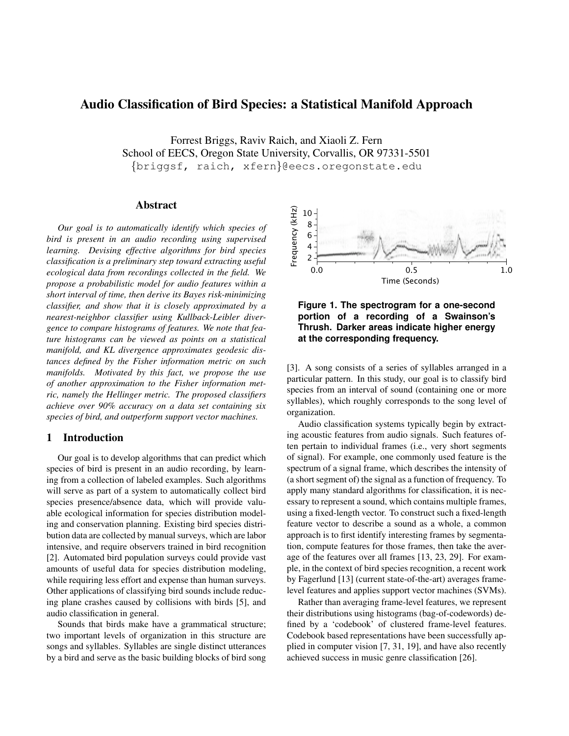# Audio Classification of Bird Species: a Statistical Manifold Approach

Forrest Briggs, Raviv Raich, and Xiaoli Z. Fern
School of EECS, Oregon State University, Corvallis, OR 97331-5501
{briggsf, raich, xfern}@eecs.oregonstate.edu

## Abstract

*Our goal is to automatically identify which species of bird is present in an audio recording using supervised learning. Devising effective algorithms for bird species classification is a preliminary step toward extracting useful ecological data from recordings collected in the field. We propose a probabilistic model for audio features within a short interval of time, then derive its Bayes risk-minimizing classifier, and show that it is closely approximated by a nearest-neighbor classifier using Kullback-Leibler divergence to compare histograms of features. We note that feature histograms can be viewed as points on a statistical manifold, and KL divergence approximates geodesic distances defined by the Fisher information metric on such manifolds. Motivated by this fact, we propose the use of another approximation to the Fisher information metric, namely the Hellinger metric. The proposed classifiers achieve over 90% accuracy on a data set containing six species of bird, and outperform support vector machines.*

## 1 Introduction

Our goal is to develop algorithms that can predict which species of bird is present in an audio recording, by learning from a collection of labeled examples. Such algorithms will serve as part of a system to automatically collect bird species presence/absence data, which will provide valuable ecological information for species distribution modeling and conservation planning. Existing bird species distribution data are collected by manual surveys, which are labor intensive, and require observers trained in bird recognition [2]. Automated bird population surveys could provide vast amounts of useful data for species distribution modeling, while requiring less effort and expense than human surveys. Other applications of classifying bird sounds include reducing plane crashes caused by collisions with birds [5], and audio classification in general.

Sounds that birds make have a grammatical structure; two important levels of organization in this structure are songs and syllables. Syllables are single distinct utterances by a bird and serve as the basic building blocks of bird song [3]. A song consists of a series of syllables arranged in a particular pattern. In this study, our goal is to classify bird species from an interval of sound (containing one or more syllables), which roughly corresponds to the song level of organization.

Frequency (kHz)
10
8
6
4
2
0.0
0.5
1.0
Time (Seconds)

**Figure 1. The spectrogram for a one-second portion of a recording of a Swainson's Thrush. Darker areas indicate higher energy at the corresponding frequency.**

Audio classification systems typically begin by extracting acoustic features from audio signals. Such features often pertain to individual frames (i.e., very short segments of signal). For example, one commonly used feature is the spectrum of a signal frame, which describes the intensity of (a short segment of) the signal as a function of frequency. To apply many standard algorithms for classification, it is necessary to represent a sound, which contains multiple frames, using a fixed-length vector. To construct such a fixed-length feature vector to describe a sound as a whole, a common approach is to first identify interesting frames by segmentation, compute features for those frames, then take the average of the features over all frames [13, 23, 29]. For example, in the context of bird species recognition, a recent work by Fagerlund [13] (current state-of-the-art) averages frame-level features and applies support vector machines (SVMs).

Rather than averaging frame-level features, we represent their distributions using histograms (bag-of-codewords) defined by a 'codebook' of clustered frame-level features. Codebook based representations have been successfully applied in computer vision [7, 31, 19], and have also recently achieved success in music genre classification [26].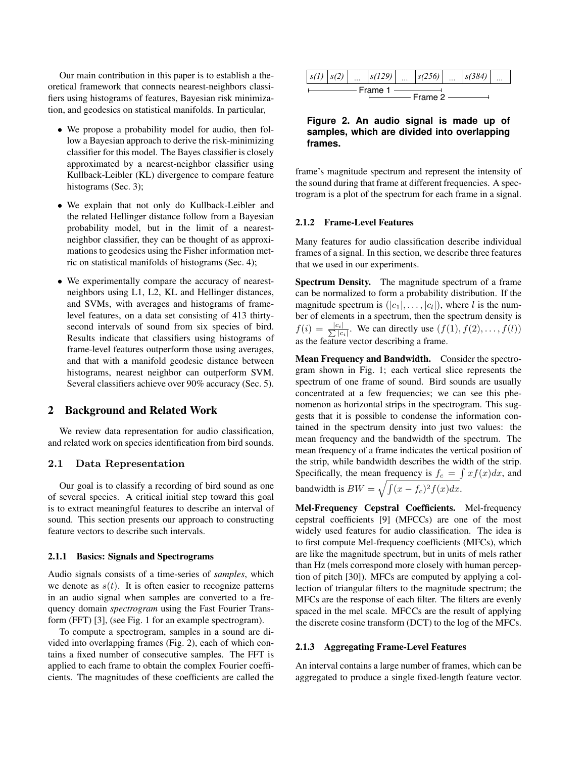Our main contribution in this paper is to establish a theoretical framework that connects nearest-neighbors classifiers using histograms of features, Bayesian risk minimization, and geodesics on statistical manifolds. In particular,

- We propose a probability model for audio, then follow a Bayesian approach to derive the risk-minimizing classifier for this model. The Bayes classifier is closely approximated by a nearest-neighbor classifier using Kullback-Leibler (KL) divergence to compare feature histograms (Sec. 3);
- We explain that not only do Kullback-Leibler and the related Hellinger distance follow from a Bayesian probability model, but in the limit of a nearest-neighbor classifier, they can be thought of as approximations to geodesics using the Fisher information metric on statistical manifolds of histograms (Sec. 4);
- We experimentally compare the accuracy of nearest-neighbors using L1, L2, KL and Hellinger distances, and SVMs, with averages and histograms of frame-level features, on a data set consisting of 413 thirty-second intervals of sound from six species of bird. Results indicate that classifiers using histograms of frame-level features outperform those using averages, and that with a manifold geodesic distance between histograms, nearest neighbor can outperform SVM. Several classifiers achieve over 90% accuracy (Sec. 5).

## 2 Background and Related Work

We review data representation for audio classification, and related work on species identification from bird sounds.

### 2.1 Data Representation

Our goal is to classify a recording of bird sound as one of several species. A critical initial step toward this goal is to extract meaningful features to describe an interval of sound. This section presents our approach to constructing feature vectors to describe such intervals.

#### 2.1.1 Basics: Signals and Spectrograms

Audio signals consists of a time-series of *samples*, which we denote as $s(t)$. It is often easier to recognize patterns in an audio signal when samples are converted to a frequency domain *spectrogram* using the Fast Fourier Transform (FFT) [3], (see Fig. 1 for an example spectrogram).

To compute a spectrogram, samples in a sound are divided into overlapping frames (Fig. 2), each of which contains a fixed number of consecutive samples. The FFT is applied to each frame to obtain the complex Fourier coefficients. The magnitudes of these coefficients are called the frame's magnitude spectrum and represent the intensity of the sound during that frame at different frequencies. A spectrogram is a plot of the spectrum for each frame in a signal.

| s(1) | s(2) | ... | s(129) | ... | s(256) | ... | s(384) | ... |
|---|---|---|---|---|---|---|---|---|

Frame 1 / Frame 2

**Figure 2. An audio signal is made up of samples, which are divided into overlapping frames.**

#### 2.1.2 Frame-Level Features

Many features for audio classification describe individual frames of a signal. In this section, we describe three features that we used in our experiments.

**Spectrum Density.** The magnitude spectrum of a frame can be normalized to form a probability distribution. If the magnitude spectrum is $(|c_1|, \ldots, |c_l|)$, where $l$ is the number of elements in a spectrum, then the spectrum density is $f(i) = \frac{|c_i|}{\sum |c_i|}$. We can directly use $(f(1), f(2), \ldots, f(l))$ as the feature vector describing a frame.

**Mean Frequency and Bandwidth.** Consider the spectrogram shown in Fig. 1; each vertical slice represents the spectrum of one frame of sound. Bird sounds are usually concentrated at a few frequencies; we can see this phenomenon as horizontal strips in the spectrogram. This suggests that it is possible to condense the information contained in the spectrum density into just two values: the mean frequency and the bandwidth of the spectrum. The mean frequency of a frame indicates the vertical position of the strip, while bandwidth describes the width of the strip. Specifically, the mean frequency is $f_c = \int x f(x) dx$, and bandwidth is $BW = \sqrt{\int (x - f_c)^2 f(x) dx}$.

**Mel-Frequency Cepstral Coefficients.** Mel-frequency cepstral coefficients [9] (MFCCs) are one of the most widely used features for audio classification. The idea is to first compute Mel-frequency coefficients (MFCs), which are like the magnitude spectrum, but in units of mels rather than Hz (mels correspond more closely with human perception of pitch [30]). MFCs are computed by applying a collection of triangular filters to the magnitude spectrum; the MFCs are the response of each filter. The filters are evenly spaced in the mel scale. MFCCs are the result of applying the discrete cosine transform (DCT) to the log of the MFCs.

#### 2.1.3 Aggregating Frame-Level Features

An interval contains a large number of frames, which can be aggregated to produce a single fixed-length feature vector.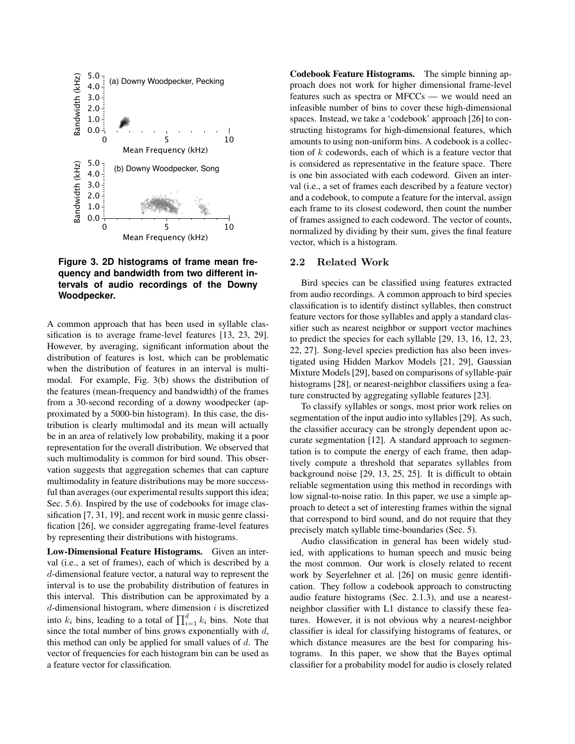**Figure 3. 2D histograms of frame mean frequency and bandwidth from two different intervals of audio recordings of the Downy Woodpecker.**

A common approach that has been used in syllable classification is to average frame-level features [13, 23, 29]. However, by averaging, significant information about the distribution of features is lost, which can be problematic when the distribution of features in an interval is multimodal. For example, Fig. 3(b) shows the distribution of the features (mean-frequency and bandwidth) of the frames from a 30-second recording of a downy woodpecker (approximated by a 5000-bin histogram). In this case, the distribution is clearly multimodal and its mean will actually be in an area of relatively low probability, making it a poor representation for the overall distribution. We observed that such multimodality is common for bird sound. This observation suggests that aggregation schemes that can capture multimodality in feature distributions may be more successful than averages (our experimental results support this idea; Sec. 5.6). Inspired by the use of codebooks for image classification [7, 31, 19], and recent work in music genre classification [26], we consider aggregating frame-level features by representing their distributions with histograms.

**Low-Dimensional Feature Histograms.** Given an interval (i.e., a set of frames), each of which is described by a $d$-dimensional feature vector, a natural way to represent the interval is to use the probability distribution of features in this interval. This distribution can be approximated by a $d$-dimensional histogram, where dimension $i$ is discretized into $k_i$ bins, leading to a total of $\prod_{i=1}^{d} k_i$ bins. Note that since the total number of bins grows exponentially with $d$, this method can only be applied for small values of $d$. The vector of frequencies for each histogram bin can be used as a feature vector for classification.

**Codebook Feature Histograms.** The simple binning approach does not work for higher dimensional frame-level features such as spectra or MFCCs — we would need an infeasible number of bins to cover these high-dimensional spaces. Instead, we take a 'codebook' approach [26] to constructing histograms for high-dimensional features, which amounts to using non-uniform bins. A codebook is a collection of $k$ codewords, each of which is a feature vector that is considered as representative in the feature space. There is one bin associated with each codeword. Given an interval (i.e., a set of frames each described by a feature vector) and a codebook, to compute a feature for the interval, assign each frame to its closest codeword, then count the number of frames assigned to each codeword. The vector of counts, normalized by dividing by their sum, gives the final feature vector, which is a histogram.

## 2.2 Related Work

Bird species can be classified using features extracted from audio recordings. A common approach to bird species classification is to identify distinct syllables, then construct feature vectors for those syllables and apply a standard classifier such as nearest neighbor or support vector machines to predict the species for each syllable [29, 13, 16, 12, 23, 22, 27]. Song-level species prediction has also been investigated using Hidden Markov Models [21, 29], Gaussian Mixture Models [29], based on comparisons of syllable-pair histograms [28], or nearest-neighbor classifiers using a feature constructed by aggregating syllable features [23].

To classify syllables or songs, most prior work relies on segmentation of the input audio into syllables [29]. As such, the classifier accuracy can be strongly dependent upon accurate segmentation [12]. A standard approach to segmentation is to compute the energy of each frame, then adaptively compute a threshold that separates syllables from background noise [29, 13, 25, 25]. It is difficult to obtain reliable segmentation using this method in recordings with low signal-to-noise ratio. In this paper, we use a simple approach to detect a set of interesting frames within the signal that correspond to bird sound, and do not require that they precisely match syllable time-boundaries (Sec. 5).

Audio classification in general has been widely studied, with applications to human speech and music being the most common. Our work is closely related to recent work by Seyerlehner et al. [26] on music genre identification. They follow a codebook approach to constructing audio feature histograms (Sec. 2.1.3), and use a nearest-neighbor classifier with L1 distance to classify these features. However, it is not obvious why a nearest-neighbor classifier is ideal for classifying histograms of features, or which distance measures are the best for comparing histograms. In this paper, we show that the Bayes optimal classifier for a probability model for audio is closely related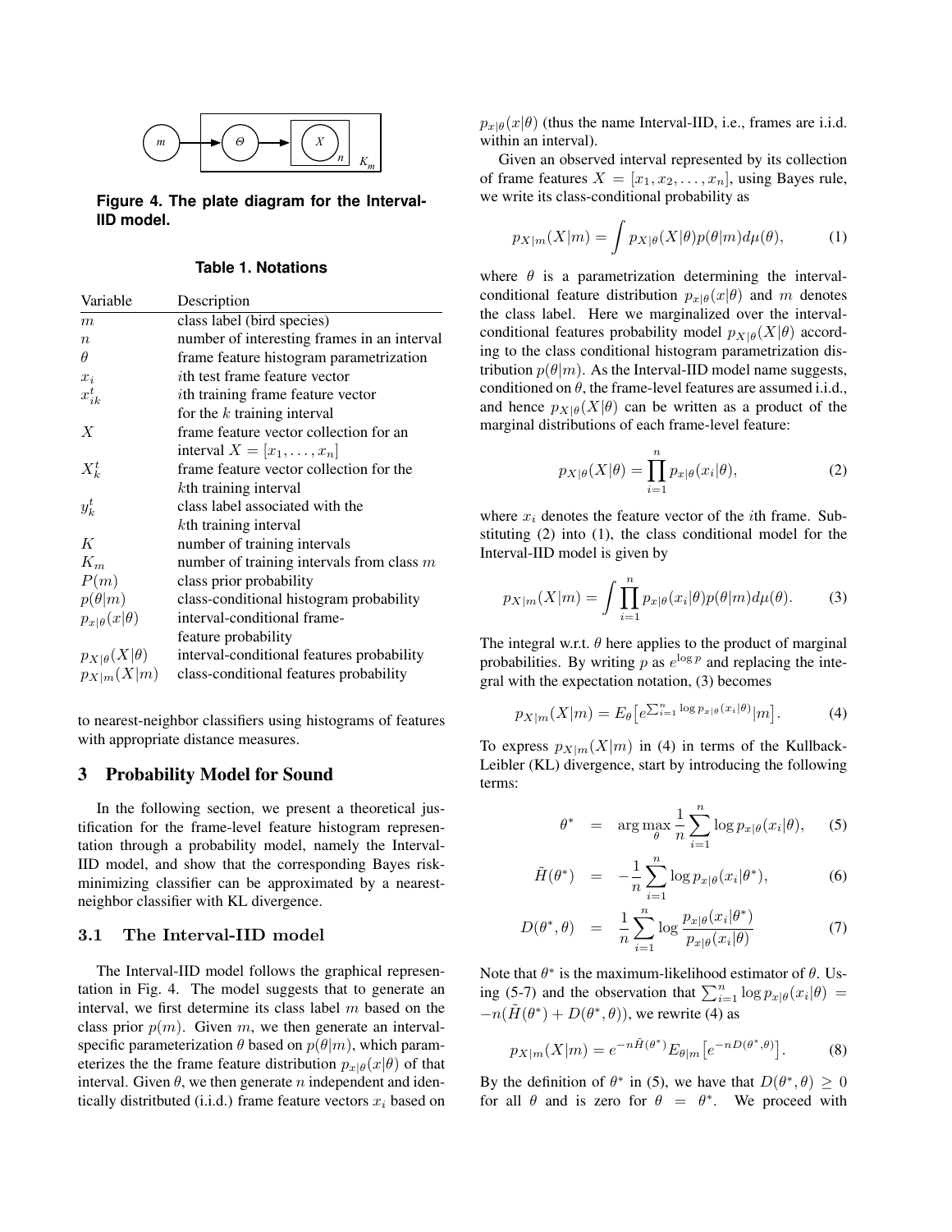**Figure 4. The plate diagram for the Interval-IID model.**

**Table 1. Notations**

| Variable | Description |
| --- | --- |
| $m$ | class label (bird species) |
| $n$ | number of interesting frames in an interval |
| $\theta$ | frame feature histogram parametrization |
| $x_i$ | $i$th test frame feature vector |
| $x_{ik}^t$ | $i$th training frame feature vector for the $k$ training interval |
| $X$ | frame feature vector collection for an interval $X = [x_1, \ldots, x_n]$ |
| $X_k^t$ | frame feature vector collection for the $k$th training interval |
| $y_k^t$ | class label associated with the $k$th training interval |
| $K$ | number of training intervals |
| $K_m$ | number of training intervals from class $m$ |
| $P(m)$ | class prior probability |
| $p(\theta\|m)$ | class-conditional histogram probability |
| $p_{x\|\theta}(x\|\theta)$ | interval-conditional frame-feature probability |
| $p_{X\|\theta}(X\|\theta)$ | interval-conditional features probability |
| $p_{X\|m}(X\|m)$ | class-conditional features probability |

to nearest-neighbor classifiers using histograms of features with appropriate distance measures.

## 3 Probability Model for Sound

In the following section, we present a theoretical justification for the frame-level feature histogram representation through a probability model, namely the Interval-IID model, and show that the corresponding Bayes risk-minimizing classifier can be approximated by a nearest-neighbor classifier with KL divergence.

### 3.1 The Interval-IID model

The Interval-IID model follows the graphical representation in Fig. 4. The model suggests that to generate an interval, we first determine its class label $m$ based on the class prior $p(m)$. Given $m$, we then generate an interval-specific parameterization $\theta$ based on $p(\theta|m)$, which parameterizes the the frame feature distribution $p_{x|\theta}(x|\theta)$ of that interval. Given $\theta$, we then generate $n$ independent and identically distritbuted (i.i.d.) frame feature vectors $x_i$ based on $p_{x|\theta}(x|\theta)$ (thus the name Interval-IID, i.e., frames are i.i.d. within an interval).

Given an observed interval represented by its collection of frame features $X = [x_1, x_2, \ldots, x_n]$, using Bayes rule, we write its class-conditional probability as

$$p_{X|m}(X|m) = \int p_{X|\theta}(X|\theta)p(\theta|m)d\mu(\theta), \tag{1}$$

where $\theta$ is a parametrization determining the interval-conditional feature distribution $p_{x|\theta}(x|\theta)$ and $m$ denotes the class label. Here we marginalized over the interval-conditional features probability model $p_{X|\theta}(X|\theta)$ according to the class conditional histogram parametrization distribution $p(\theta|m)$. As the Interval-IID model name suggests, conditioned on $\theta$, the frame-level features are assumed i.i.d., and hence $p_{X|\theta}(X|\theta)$ can be written as a product of the marginal distributions of each frame-level feature:

$$p_{X|\theta}(X|\theta) = \prod_{i=1}^{n} p_{x|\theta}(x_i|\theta), \tag{2}$$

where $x_i$ denotes the feature vector of the $i$th frame. Substituting (2) into (1), the class conditional model for the Interval-IID model is given by

$$p_{X|m}(X|m) = \int \prod_{i=1}^{n} p_{x|\theta}(x_i|\theta)p(\theta|m)d\mu(\theta). \tag{3}$$

The integral w.r.t. $\theta$ here applies to the product of marginal probabilities. By writing $p$ as $e^{\log p}$ and replacing the integral with the expectation notation, (3) becomes

$$p_{X|m}(X|m) = E_{\theta}\big[e^{\sum_{i=1}^{n} \log p_{x|\theta}(x_i|\theta)}|m\big]. \tag{4}$$

To express $p_{X|m}(X|m)$ in (4) in terms of the Kullback-Leibler (KL) divergence, start by introducing the following terms:

$$\theta^* = \arg\max_{\theta} \frac{1}{n} \sum_{i=1}^{n} \log p_{x|\theta}(x_i|\theta), \tag{5}$$

$$\tilde{H}(\theta^*) = -\frac{1}{n} \sum_{i=1}^{n} \log p_{x|\theta}(x_i|\theta^*), \tag{6}$$

$$D(\theta^*, \theta) = \frac{1}{n} \sum_{i=1}^{n} \log \frac{p_{x|\theta}(x_i|\theta^*)}{p_{x|\theta}(x_i|\theta)} \tag{7}$$

Note that $\theta^*$ is the maximum-likelihood estimator of $\theta$. Using (5-7) and the observation that $\sum_{i=1}^{n} \log p_{x|\theta}(x_i|\theta) = -n(\tilde{H}(\theta^*) + D(\theta^*, \theta))$, we rewrite (4) as

$$p_{X|m}(X|m) = e^{-n\tilde{H}(\theta^*)} E_{\theta|m}\big[e^{-nD(\theta^*,\theta)}\big]. \tag{8}$$

By the definition of $\theta^*$ in (5), we have that $D(\theta^*, \theta) \geq 0$ for all $\theta$ and is zero for $\theta = \theta^*$. We proceed with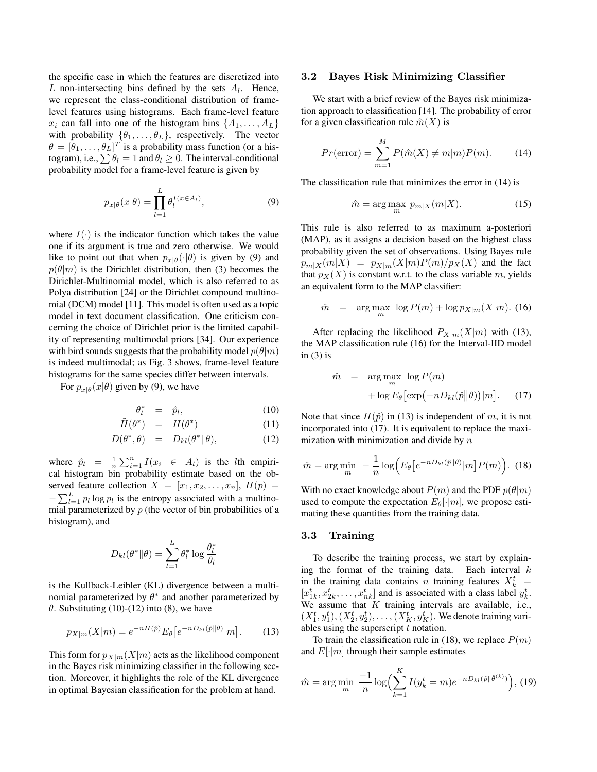the specific case in which the features are discretized into $L$ non-intersecting bins defined by the sets $A_l$. Hence, we represent the class-conditional distribution of frame-level features using histograms. Each frame-level feature $x_i$ can fall into one of the histogram bins $\{A_1, \ldots, A_L\}$ with probability $\{\theta_1, \ldots, \theta_L\}$, respectively. The vector $\theta = [\theta_1, \ldots, \theta_L]^T$ is a probability mass function (or a histogram), i.e., $\sum \theta_l = 1$ and $\theta_l \geq 0$. The interval-conditional probability model for a frame-level feature is given by

$$p_{x|\theta}(x|\theta) = \prod_{l=1}^{L} \theta_l^{I(x \in A_l)}, \tag{9}$$

where $I(\cdot)$ is the indicator function which takes the value one if its argument is true and zero otherwise. We would like to point out that when $p_{x|\theta}(\cdot|\theta)$ is given by (9) and $p(\theta|m)$ is the Dirichlet distribution, then (3) becomes the Dirichlet-Multinomial model, which is also referred to as Polya distribution [24] or the Dirichlet compound multinomial (DCM) model [11]. This model is often used as a topic model in text document classification. One criticism concerning the choice of Dirichlet prior is the limited capability of representing multimodal priors [34]. Our experience with bird sounds suggests that the probability model $p(\theta|m)$ is indeed multimodal; as Fig. 3 shows, frame-level feature histograms for the same species differ between intervals.

For $p_{x|\theta}(x|\theta)$ given by (9), we have

$$\theta_l^* = \hat{p}_l, \tag{10}$$

$$\tilde{H}(\theta^*) = H(\theta^*) \tag{11}$$

$$D(\theta^*, \theta) = D_{kl}(\theta^* \| \theta), \tag{12}$$

where $\hat{p}_l = \frac{1}{n}\sum_{i=1}^{n} I(x_i \in A_l)$ is the $l$th empirical histogram bin probability estimate based on the observed feature collection $X = [x_1, x_2, \ldots, x_n]$, $H(p) = -\sum_{l=1}^{L} p_l \log p_l$ is the entropy associated with a multinomial parameterized by $p$ (the vector of bin probabilities of a histogram), and

$$D_{kl}(\theta^* \| \theta) = \sum_{l=1}^{L} \theta_l^* \log \frac{\theta_l^*}{\theta_l}$$

is the Kullback-Leibler (KL) divergence between a multinomial parameterized by $\theta^*$ and another parameterized by $\theta$. Substituting (10)-(12) into (8), we have

$$p_{X|m}(X|m) = e^{-nH(\hat{p})} E_\theta\big[e^{-nD_{kl}(\hat{p}\|\theta)}|m\big]. \tag{13}$$

This form for $p_{X|m}(X|m)$ acts as the likelihood component in the Bayes risk minimizing classifier in the following section. Moreover, it highlights the role of the KL divergence in optimal Bayesian classification for the problem at hand.

### 3.2 Bayes Risk Minimizing Classifier

We start with a brief review of the Bayes risk minimization approach to classification [14]. The probability of error for a given classification rule $\hat{m}(X)$ is

$$Pr(\text{error}) = \sum_{m=1}^{M} P(\hat{m}(X) \neq m|m)P(m). \tag{14}$$

The classification rule that minimizes the error in (14) is

$$\hat{m} = \arg\max_m \; p_{m|X}(m|X). \tag{15}$$

This rule is also referred to as maximum a-posteriori (MAP), as it assigns a decision based on the highest class probability given the set of observations. Using Bayes rule $p_{m|X}(m|X) = p_{X|m}(X|m)P(m)/p_X(X)$ and the fact that $p_X(X)$ is constant w.r.t. to the class variable $m$, yields an equivalent form to the MAP classifier:

$$\hat{m} = \arg\max_m \; \log P(m) + \log p_{X|m}(X|m). \tag{16}$$

After replacing the likelihood $P_{X|m}(X|m)$ with (13), the MAP classification rule (16) for the Interval-IID model in (3) is

$$\hat{m} = \arg\max_m \; \log P(m) + \log E_\theta\big[\exp\big(-nD_{kl}(\hat{p}\big\|\theta)\big)|m\big]. \tag{17}$$

Note that since $H(\hat{p})$ in (13) is independent of $m$, it is not incorporated into (17). It is equivalent to replace the maximization with minimization and divide by $n$

$$\hat{m} = \arg\min_m \; -\frac{1}{n}\log\Big(E_\theta\big[e^{-nD_{kl}(\hat{p}\|\theta)}|m\big]P(m)\Big). \tag{18}$$

With no exact knowledge about $P(m)$ and the PDF $p(\theta|m)$ used to compute the expectation $E_\theta[\cdot|m]$, we propose estimating these quantities from the training data.

### 3.3 Training

To describe the training process, we start by explaining the format of the training data. Each interval $k$ in the training data contains $n$ training features $X_k^t = [x_{1k}^t, x_{2k}^t, \ldots, x_{nk}^t]$ and is associated with a class label $y_k^t$. We assume that $K$ training intervals are available, i.e., $(X_1^t, y_1^t), (X_2^t, y_2^t), \ldots, (X_K^t, y_K^t)$. We denote training variables using the superscript $t$ notation.

To train the classification rule in (18), we replace $P(m)$ and $E[\cdot|m]$ through their sample estimates

$$\hat{m} = \arg\min_m \; \frac{-1}{n}\log\Big(\sum_{k=1}^{K} I(y_k^t = m)e^{-nD_{kl}(\hat{p}\|\hat{\theta}^{(k)})}\Big), \tag{19}$$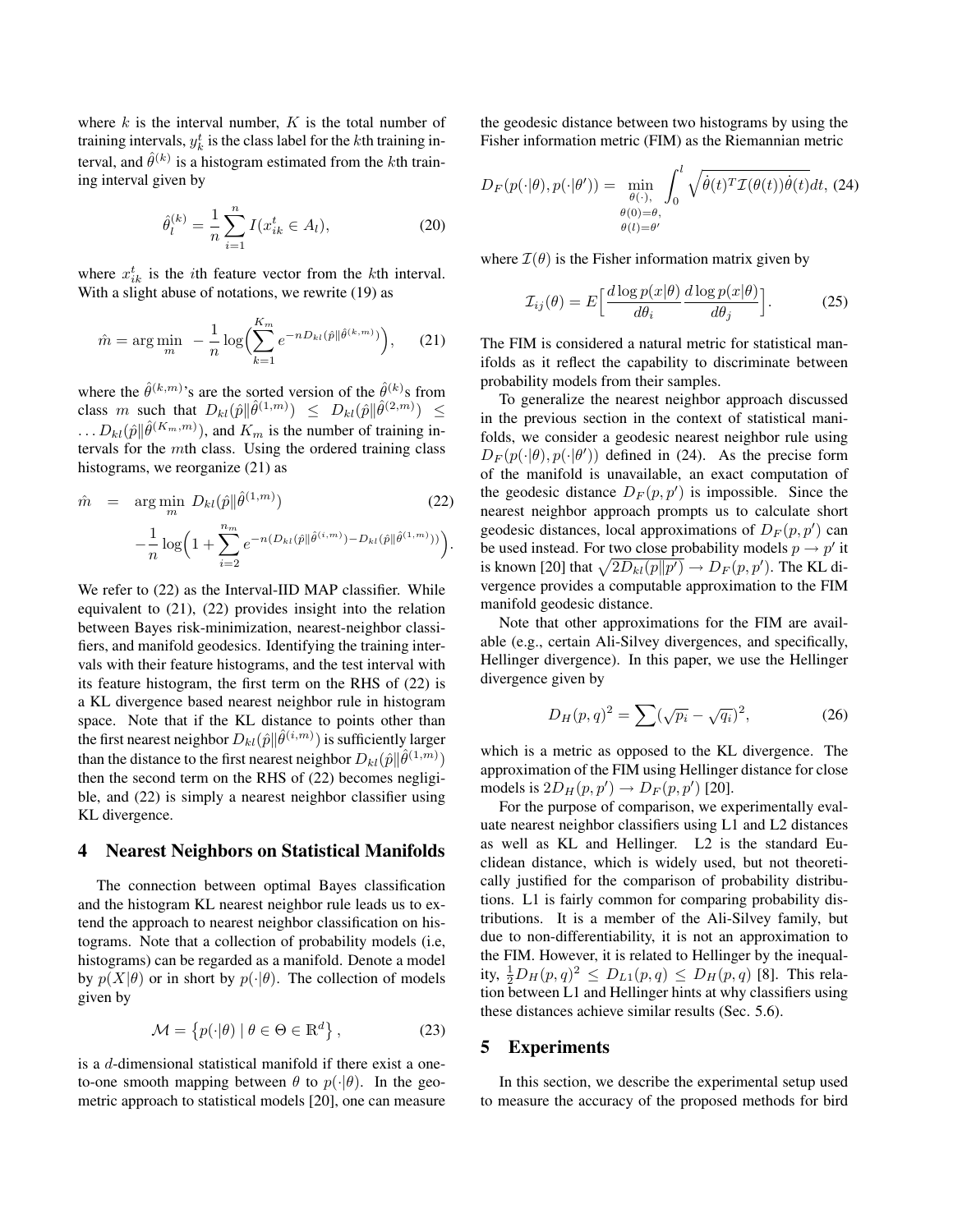where $k$ is the interval number, $K$ is the total number of training intervals, $y_k^t$ is the class label for the $k$th training interval, and $\hat{\theta}^{(k)}$ is a histogram estimated from the $k$th training interval given by

$$\hat{\theta}_l^{(k)} = \frac{1}{n} \sum_{i=1}^{n} I(x_{ik}^t \in A_l), \tag{20}$$

where $x_{ik}^t$ is the $i$th feature vector from the $k$th interval. With a slight abuse of notations, we rewrite (19) as

$$\hat{m} = \arg\min_m \; -\frac{1}{n} \log\Big( \sum_{k=1}^{K_m} e^{-nD_{kl}(\hat{p} \| \hat{\theta}^{(k,m)})} \Big), \tag{21}$$

where the $\hat{\theta}^{(k,m)}$'s are the sorted version of the $\hat{\theta}^{(k)}$s from class $m$ such that $D_{kl}(\hat{p} \| \hat{\theta}^{(1,m)}) \leq D_{kl}(\hat{p} \| \hat{\theta}^{(2,m)}) \leq \ldots D_{kl}(\hat{p} \| \hat{\theta}^{(K_m,m)})$, and $K_m$ is the number of training intervals for the $m$th class. Using the ordered training class histograms, we reorganize (21) as

$$\begin{aligned} \hat{m} \;\; = \;\; & \arg\min_m \; D_{kl}(\hat{p} \| \hat{\theta}^{(1,m)}) \\ & -\frac{1}{n} \log\Big( 1 + \sum_{i=2}^{n_m} e^{-n(D_{kl}(\hat{p} \| \hat{\theta}^{(i,m)}) - D_{kl}(\hat{p} \| \hat{\theta}^{(1,m)}))} \Big). \end{aligned} \tag{22}$$

We refer to (22) as the Interval-IID MAP classifier. While equivalent to (21), (22) provides insight into the relation between Bayes risk-minimization, nearest-neighbor classifiers, and manifold geodesics. Identifying the training intervals with their feature histograms, and the test interval with its feature histogram, the first term on the RHS of (22) is a KL divergence based nearest neighbor rule in histogram space. Note that if the KL distance to points other than the first nearest neighbor $D_{kl}(\hat{p} \| \hat{\theta}^{(i,m)})$ is sufficiently larger than the distance to the first nearest neighbor $D_{kl}(\hat{p} \| \hat{\theta}^{(1,m)})$ then the second term on the RHS of (22) becomes negligible, and (22) is simply a nearest neighbor classifier using KL divergence.

## 4 Nearest Neighbors on Statistical Manifolds

The connection between optimal Bayes classification and the histogram KL nearest neighbor rule leads us to extend the approach to nearest neighbor classification on histograms. Note that a collection of probability models (i.e, histograms) can be regarded as a manifold. Denote a model by $p(X|\theta)$ or in short by $p(\cdot|\theta)$. The collection of models given by

$$\mathcal{M} = \left\{ p(\cdot|\theta) \mid \theta \in \Theta \in \mathbb{R}^d \right\}, \tag{23}$$

is a $d$-dimensional statistical manifold if there exist a one-to-one smooth mapping between $\theta$ to $p(\cdot|\theta)$. In the geometric approach to statistical models [20], one can measure the geodesic distance between two histograms by using the Fisher information metric (FIM) as the Riemannian metric

$$D_F(p(\cdot|\theta), p(\cdot|\theta')) = \min_{\substack{\theta(\cdot), \\ \theta(0)=\theta, \\ \theta(l)=\theta'}} \int_0^l \sqrt{\dot{\theta}(t)^T \mathcal{I}(\theta(t)) \dot{\theta}(t)} dt, \tag{24}$$

where $\mathcal{I}(\theta)$ is the Fisher information matrix given by

$$\mathcal{I}_{ij}(\theta) = E\Big[ \frac{d \log p(x|\theta)}{d\theta_i} \frac{d \log p(x|\theta)}{d\theta_j} \Big]. \tag{25}$$

The FIM is considered a natural metric for statistical manifolds as it reflect the capability to discriminate between probability models from their samples.

To generalize the nearest neighbor approach discussed in the previous section in the context of statistical manifolds, we consider a geodesic nearest neighbor rule using $D_F(p(\cdot|\theta), p(\cdot|\theta'))$ defined in (24). As the precise form of the manifold is unavailable, an exact computation of the geodesic distance $D_F(p, p')$ is impossible. Since the nearest neighbor approach prompts us to calculate short geodesic distances, local approximations of $D_F(p, p')$ can be used instead. For two close probability models $p \to p'$ it is known [20] that $\sqrt{2D_{kl}(p \| p')} \to D_F(p, p')$. The KL divergence provides a computable approximation to the FIM manifold geodesic distance.

Note that other approximations for the FIM are available (e.g., certain Ali-Silvey divergences, and specifically, Hellinger divergence). In this paper, we use the Hellinger divergence given by

$$D_H(p, q)^2 = \sum (\sqrt{p_i} - \sqrt{q_i})^2, \tag{26}$$

which is a metric as opposed to the KL divergence. The approximation of the FIM using Hellinger distance for close models is $2D_H(p, p') \to D_F(p, p')$ [20].

For the purpose of comparison, we experimentally evaluate nearest neighbor classifiers using L1 and L2 distances as well as KL and Hellinger. L2 is the standard Euclidean distance, which is widely used, but not theoretically justified for the comparison of probability distributions. L1 is fairly common for comparing probability distributions. It is a member of the Ali-Silvey family, but due to non-differentiability, it is not an approximation to the FIM. However, it is related to Hellinger by the inequality, $\frac{1}{2} D_H(p, q)^2 \leq D_{L1}(p, q) \leq D_H(p, q)$ [8]. This relation between L1 and Hellinger hints at why classifiers using these distances achieve similar results (Sec. 5.6).

## 5 Experiments

In this section, we describe the experimental setup used to measure the accuracy of the proposed methods for bird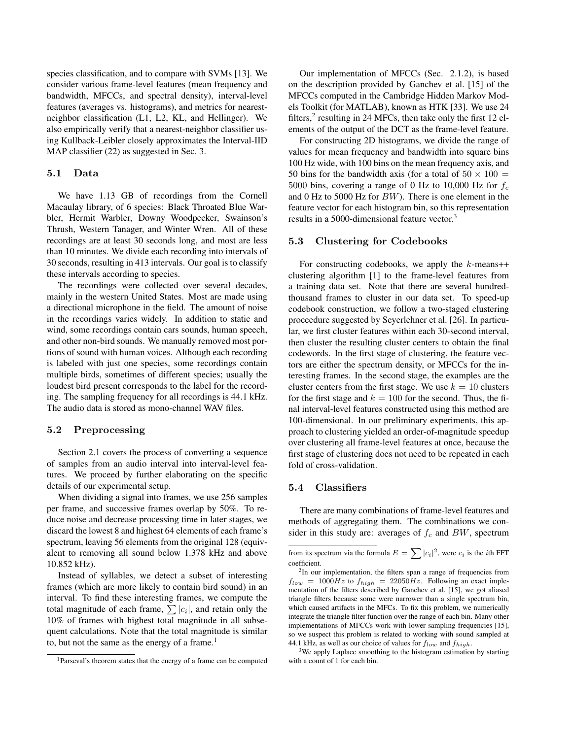species classification, and to compare with SVMs [13]. We consider various frame-level features (mean frequency and bandwidth, MFCCs, and spectral density), interval-level features (averages vs. histograms), and metrics for nearest-neighbor classification (L1, L2, KL, and Hellinger). We also empirically verify that a nearest-neighbor classifier using Kullback-Leibler closely approximates the Interval-IID MAP classifier (22) as suggested in Sec. 3.

## 5.1 Data

We have 1.13 GB of recordings from the Cornell Macaulay library, of 6 species: Black Throated Blue Warbler, Hermit Warbler, Downy Woodpecker, Swainson's Thrush, Western Tanager, and Winter Wren. All of these recordings are at least 30 seconds long, and most are less than 10 minutes. We divide each recording into intervals of 30 seconds, resulting in 413 intervals. Our goal is to classify these intervals according to species.

The recordings were collected over several decades, mainly in the western United States. Most are made using a directional microphone in the field. The amount of noise in the recordings varies widely. In addition to static and wind, some recordings contain cars sounds, human speech, and other non-bird sounds. We manually removed most portions of sound with human voices. Although each recording is labeled with just one species, some recordings contain multiple birds, sometimes of different species; usually the loudest bird present corresponds to the label for the recording. The sampling frequency for all recordings is 44.1 kHz. The audio data is stored as mono-channel WAV files.

## 5.2 Preprocessing

Section 2.1 covers the process of converting a sequence of samples from an audio interval into interval-level features. We proceed by further elaborating on the specific details of our experimental setup.

When dividing a signal into frames, we use 256 samples per frame, and successive frames overlap by 50%. To reduce noise and decrease processing time in later stages, we discard the lowest 8 and highest 64 elements of each frame's spectrum, leaving 56 elements from the original 128 (equivalent to removing all sound below 1.378 kHz and above 10.852 kHz).

Instead of syllables, we detect a subset of interesting frames (which are more likely to contain bird sound) in an interval. To find these interesting frames, we compute the total magnitude of each frame, $\sum |c_i|$, and retain only the 10% of frames with highest total magnitude in all subsequent calculations. Note that the total magnitude is similar to, but not the same as the energy of a frame.[1]

Our implementation of MFCCs (Sec. 2.1.2), is based on the description provided by Ganchev et al. [15] of the MFCCs computed in the Cambridge Hidden Markov Models Toolkit (for MATLAB), known as HTK [33]. We use 24 filters,[2] resulting in 24 MFCs, then take only the first 12 elements of the output of the DCT as the frame-level feature.

For constructing 2D histograms, we divide the range of values for mean frequency and bandwidth into square bins 100 Hz wide, with 100 bins on the mean frequency axis, and 50 bins for the bandwidth axis (for a total of $50 \times 100 = 5000$ bins, covering a range of 0 Hz to 10,000 Hz for $f_c$ and 0 Hz to 5000 Hz for $BW$). There is one element in the feature vector for each histogram bin, so this representation results in a 5000-dimensional feature vector.[3]

## 5.3 Clustering for Codebooks

For constructing codebooks, we apply the $k$-means++ clustering algorithm [1] to the frame-level features from a training data set. Note that there are several hundred-thousand frames to cluster in our data set. To speed-up codebook construction, we follow a two-staged clustering proceedure suggested by Seyerlehner et al. [26]. In particular, we first cluster features within each 30-second interval, then cluster the resulting cluster centers to obtain the final codewords. In the first stage of clustering, the feature vectors are either the spectrum density, or MFCCs for the interesting frames. In the second stage, the examples are the cluster centers from the first stage. We use $k = 10$ clusters for the first stage and $k = 100$ for the second. Thus, the final interval-level features constructed using this method are 100-dimensional. In our preliminary experiments, this approach to clustering yielded an order-of-magnitude speedup over clustering all frame-level features at once, because the first stage of clustering does not need to be repeated in each fold of cross-validation.

## 5.4 Classifiers

There are many combinations of frame-level features and methods of aggregating them. The combinations we consider in this study are: averages of $f_c$ and $BW$, spectrum

---

[1] Parseval's theorem states that the energy of a frame can be computed from its spectrum via the formula $E = \sum |c_i|^2$, were $c_i$ is the $i$th FFT coefficient.

[2] In our implementation, the filters span a range of frequencies from $f_{low} = 1000Hz$ to $f_{high} = 22050Hz$. Following an exact implementation of the filters described by Ganchev et al. [15], we got aliased triangle filters because some were narrower than a single spectrum bin, which caused artifacts in the MFCs. To fix this problem, we numerically integrate the triangle filter function over the range of each bin. Many other implementations of MFCCs work with lower sampling frequencies [15], so we suspect this problem is related to working with sound sampled at 44.1 kHz, as well as our choice of values for $f_{low}$ and $f_{high}$.

[3] We apply Laplace smoothing to the histogram estimation by starting with a count of 1 for each bin.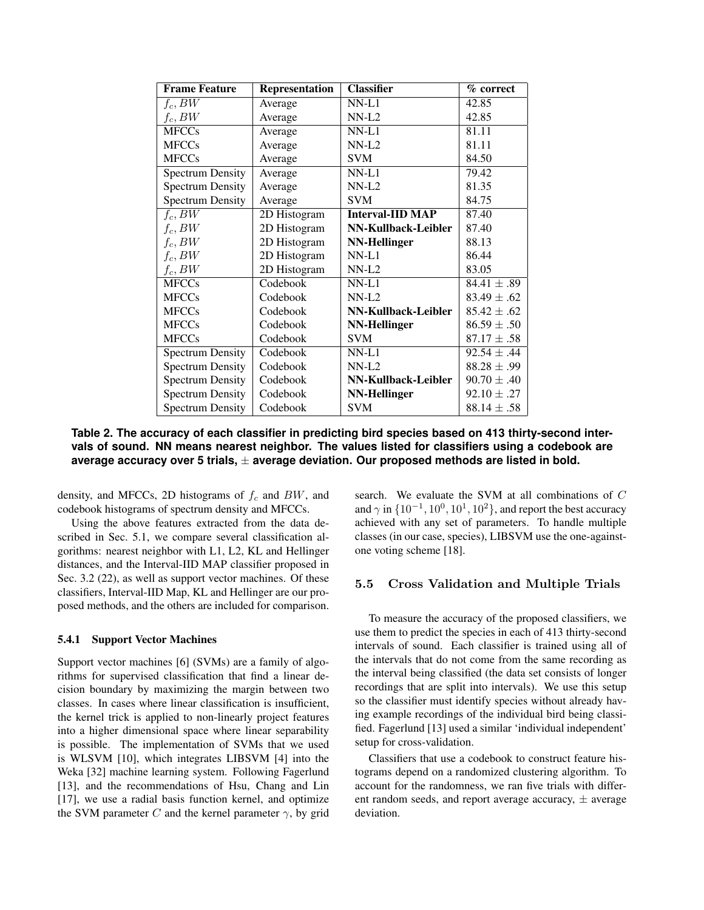| **Frame Feature** | **Representation** | **Classifier** | **% correct** |
|---|---|---|---|
| $f_c, BW$ | Average | NN-L1 | 42.85 |
| $f_c, BW$ | Average | NN-L2 | 42.85 |
| MFCCs | Average | NN-L1 | 81.11 |
| MFCCs | Average | NN-L2 | 81.11 |
| MFCCs | Average | SVM | 84.50 |
| Spectrum Density | Average | NN-L1 | 79.42 |
| Spectrum Density | Average | NN-L2 | 81.35 |
| Spectrum Density | Average | SVM | 84.75 |
| $f_c, BW$ | 2D Histogram | **Interval-IID MAP** | 87.40 |
| $f_c, BW$ | 2D Histogram | **NN-Kullback-Leibler** | 87.40 |
| $f_c, BW$ | 2D Histogram | **NN-Hellinger** | 88.13 |
| $f_c, BW$ | 2D Histogram | NN-L1 | 86.44 |
| $f_c, BW$ | 2D Histogram | NN-L2 | 83.05 |
| MFCCs | Codebook | NN-L1 | $84.41 \pm .89$ |
| MFCCs | Codebook | NN-L2 | $83.49 \pm .62$ |
| MFCCs | Codebook | **NN-Kullback-Leibler** | $85.42 \pm .62$ |
| MFCCs | Codebook | **NN-Hellinger** | $86.59 \pm .50$ |
| MFCCs | Codebook | SVM | $87.17 \pm .58$ |
| Spectrum Density | Codebook | NN-L1 | $92.54 \pm .44$ |
| Spectrum Density | Codebook | NN-L2 | $88.28 \pm .99$ |
| Spectrum Density | Codebook | **NN-Kullback-Leibler** | $90.70 \pm .40$ |
| Spectrum Density | Codebook | **NN-Hellinger** | $92.10 \pm .27$ |
| Spectrum Density | Codebook | SVM | $88.14 \pm .58$ |

**Table 2. The accuracy of each classifier in predicting bird species based on 413 thirty-second intervals of sound. NN means nearest neighbor. The values listed for classifiers using a codebook are average accuracy over 5 trials, $\pm$ average deviation. Our proposed methods are listed in bold.**

density, and MFCCs, 2D histograms of $f_c$ and $BW$, and codebook histograms of spectrum density and MFCCs.

Using the above features extracted from the data described in Sec. 5.1, we compare several classification algorithms: nearest neighbor with L1, L2, KL and Hellinger distances, and the Interval-IID MAP classifier proposed in Sec. 3.2 (22), as well as support vector machines. Of these classifiers, Interval-IID Map, KL and Hellinger are our proposed methods, and the others are included for comparison.

#### 5.4.1 Support Vector Machines

Support vector machines [6] (SVMs) are a family of algorithms for supervised classification that find a linear decision boundary by maximizing the margin between two classes. In cases where linear classification is insufficient, the kernel trick is applied to non-linearly project features into a higher dimensional space where linear separability is possible. The implementation of SVMs that we used is WLSVM [10], which integrates LIBSVM [4] into the Weka [32] machine learning system. Following Fagerlund [13], and the recommendations of Hsu, Chang and Lin [17], we use a radial basis function kernel, and optimize the SVM parameter $C$ and the kernel parameter $\gamma$, by grid search. We evaluate the SVM at all combinations of $C$ and $\gamma$ in $\{10^{-1}, 10^{0}, 10^{1}, 10^{2}\}$, and report the best accuracy achieved with any set of parameters. To handle multiple classes (in our case, species), LIBSVM use the one-against-one voting scheme [18].

### 5.5 Cross Validation and Multiple Trials

To measure the accuracy of the proposed classifiers, we use them to predict the species in each of 413 thirty-second intervals of sound. Each classifier is trained using all of the intervals that do not come from the same recording as the interval being classified (the data set consists of longer recordings that are split into intervals). We use this setup so the classifier must identify species without already having example recordings of the individual bird being classified. Fagerlund [13] used a similar 'individual independent' setup for cross-validation.

Classifiers that use a codebook to construct feature histograms depend on a randomized clustering algorithm. To account for the randomness, we ran five trials with different random seeds, and report average accuracy, $\pm$ average deviation.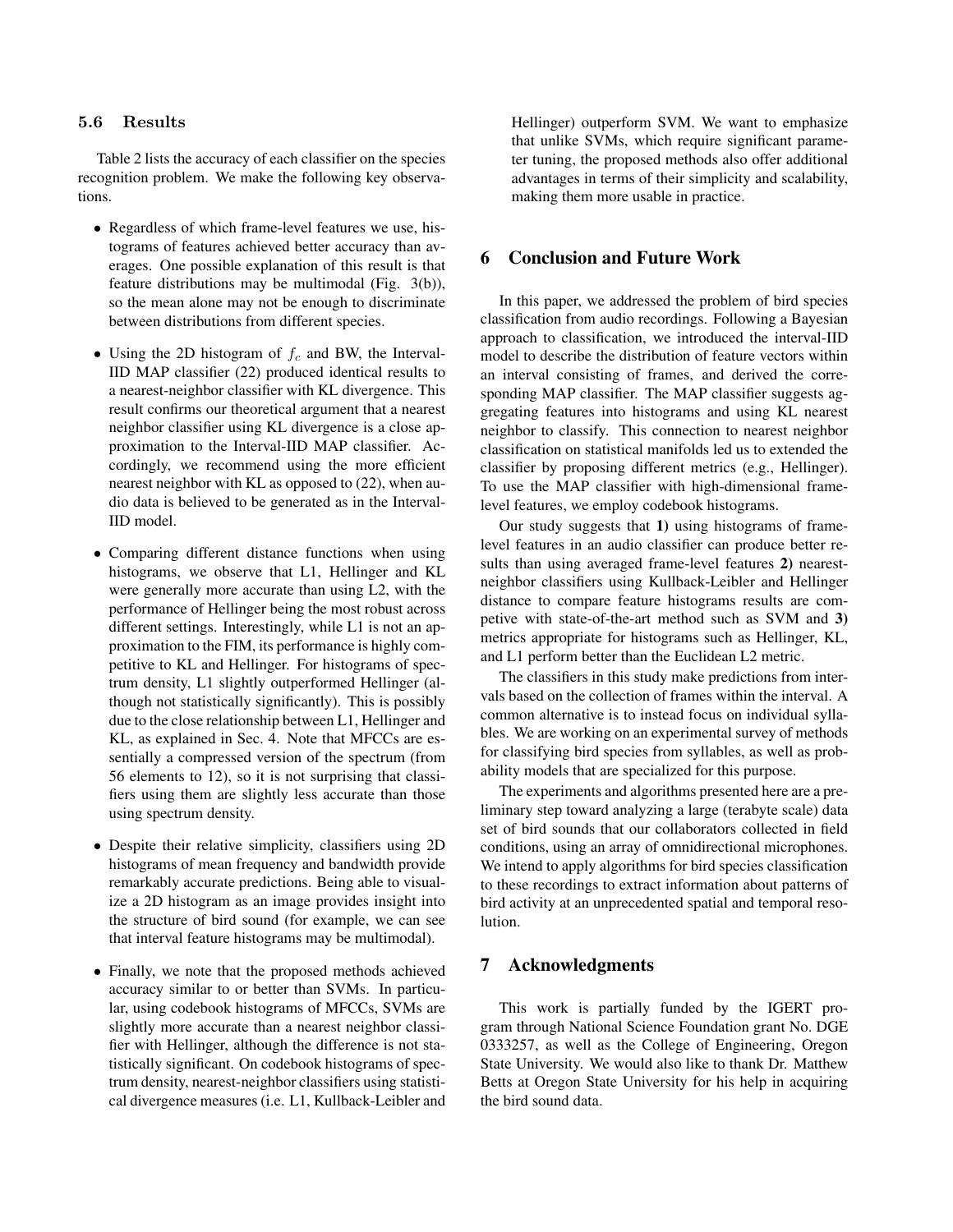### 5.6 Results

Table 2 lists the accuracy of each classifier on the species recognition problem. We make the following key observations.

- Regardless of which frame-level features we use, histograms of features achieved better accuracy than averages. One possible explanation of this result is that feature distributions may be multimodal (Fig. 3(b)), so the mean alone may not be enough to discriminate between distributions from different species.
- Using the 2D histogram of $f_c$ and BW, the Interval-IID MAP classifier (22) produced identical results to a nearest-neighbor classifier with KL divergence. This result confirms our theoretical argument that a nearest neighbor classifier using KL divergence is a close approximation to the Interval-IID MAP classifier. Accordingly, we recommend using the more efficient nearest neighbor with KL as opposed to (22), when audio data is believed to be generated as in the Interval-IID model.
- Comparing different distance functions when using histograms, we observe that L1, Hellinger and KL were generally more accurate than using L2, with the performance of Hellinger being the most robust across different settings. Interestingly, while L1 is not an approximation to the FIM, its performance is highly competitive to KL and Hellinger. For histograms of spectrum density, L1 slightly outperformed Hellinger (although not statistically significantly). This is possibly due to the close relationship between L1, Hellinger and KL, as explained in Sec. 4. Note that MFCCs are essentially a compressed version of the spectrum (from 56 elements to 12), so it is not surprising that classifiers using them are slightly less accurate than those using spectrum density.
- Despite their relative simplicity, classifiers using 2D histograms of mean frequency and bandwidth provide remarkably accurate predictions. Being able to visualize a 2D histogram as an image provides insight into the structure of bird sound (for example, we can see that interval feature histograms may be multimodal).
- Finally, we note that the proposed methods achieved accuracy similar to or better than SVMs. In particular, using codebook histograms of MFCCs, SVMs are slightly more accurate than a nearest neighbor classifier with Hellinger, although the difference is not statistically significant. On codebook histograms of spectrum density, nearest-neighbor classifiers using statistical divergence measures (i.e. L1, Kullback-Leibler and Hellinger) outperform SVM. We want to emphasize that unlike SVMs, which require significant parameter tuning, the proposed methods also offer additional advantages in terms of their simplicity and scalability, making them more usable in practice.

## 6 Conclusion and Future Work

In this paper, we addressed the problem of bird species classification from audio recordings. Following a Bayesian approach to classification, we introduced the interval-IID model to describe the distribution of feature vectors within an interval consisting of frames, and derived the corresponding MAP classifier. The MAP classifier suggests aggregating features into histograms and using KL nearest neighbor to classify. This connection to nearest neighbor classification on statistical manifolds led us to extended the classifier by proposing different metrics (e.g., Hellinger). To use the MAP classifier with high-dimensional frame-level features, we employ codebook histograms.

Our study suggests that **1)** using histograms of frame-level features in an audio classifier can produce better results than using averaged frame-level features **2)** nearest-neighbor classifiers using Kullback-Leibler and Hellinger distance to compare feature histograms results are competive with state-of-the-art method such as SVM and **3)** metrics appropriate for histograms such as Hellinger, KL, and L1 perform better than the Euclidean L2 metric.

The classifiers in this study make predictions from intervals based on the collection of frames within the interval. A common alternative is to instead focus on individual syllables. We are working on an experimental survey of methods for classifying bird species from syllables, as well as probability models that are specialized for this purpose.

The experiments and algorithms presented here are a preliminary step toward analyzing a large (terabyte scale) data set of bird sounds that our collaborators collected in field conditions, using an array of omnidirectional microphones. We intend to apply algorithms for bird species classification to these recordings to extract information about patterns of bird activity at an unprecedented spatial and temporal resolution.

## 7 Acknowledgments

This work is partially funded by the IGERT program through National Science Foundation grant No. DGE 0333257, as well as the College of Engineering, Oregon State University. We would also like to thank Dr. Matthew Betts at Oregon State University for his help in acquiring the bird sound data.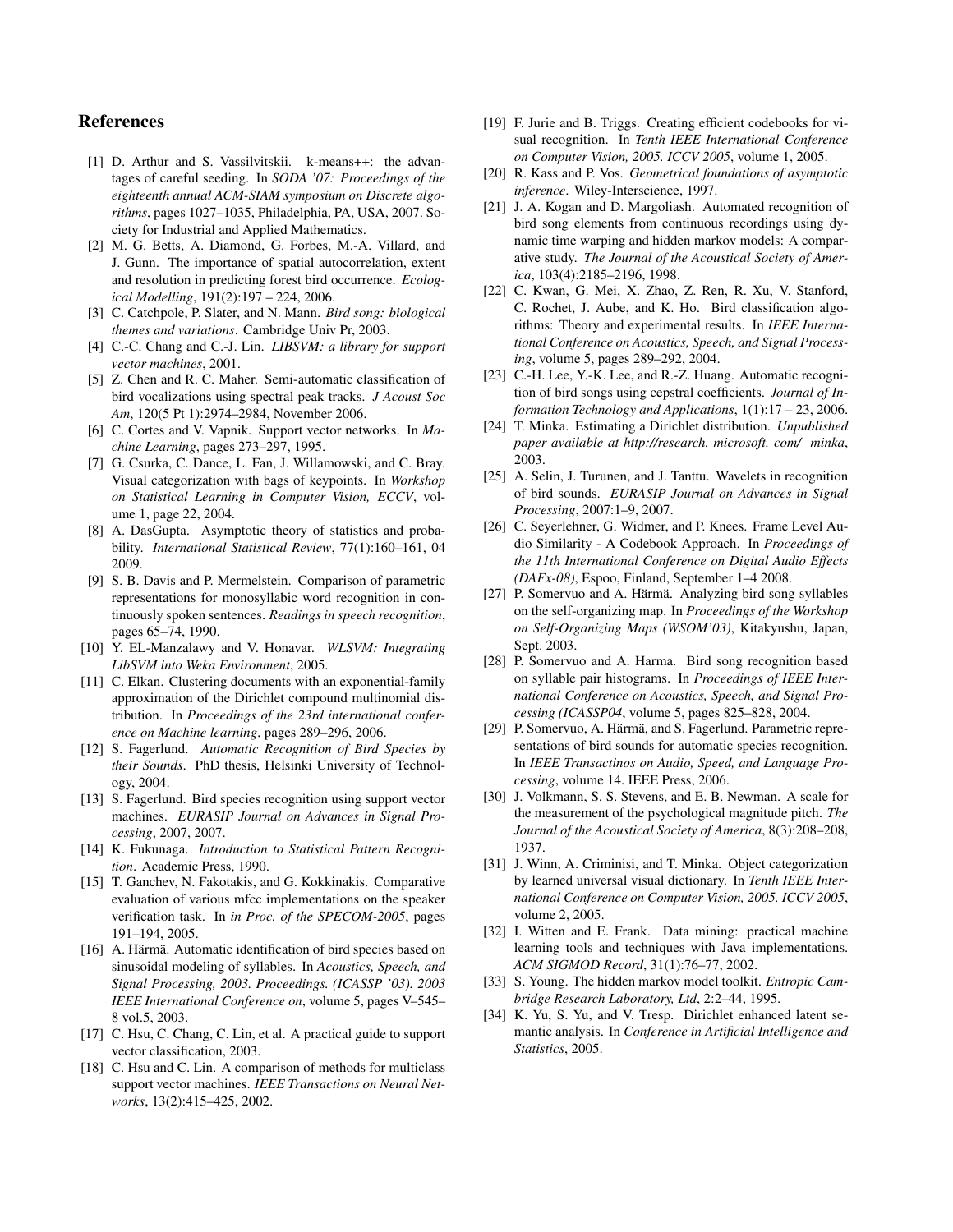## References

[1] D. Arthur and S. Vassilvitskii. k-means++: the advantages of careful seeding. In *SODA '07: Proceedings of the eighteenth annual ACM-SIAM symposium on Discrete algorithms*, pages 1027–1035, Philadelphia, PA, USA, 2007. Society for Industrial and Applied Mathematics.

[2] M. G. Betts, A. Diamond, G. Forbes, M.-A. Villard, and J. Gunn. The importance of spatial autocorrelation, extent and resolution in predicting forest bird occurrence. *Ecological Modelling*, 191(2):197 – 224, 2006.

[3] C. Catchpole, P. Slater, and N. Mann. *Bird song: biological themes and variations*. Cambridge Univ Pr, 2003.

[4] C.-C. Chang and C.-J. Lin. *LIBSVM: a library for support vector machines*, 2001.

[5] Z. Chen and R. C. Maher. Semi-automatic classification of bird vocalizations using spectral peak tracks. *J Acoust Soc Am*, 120(5 Pt 1):2974–2984, November 2006.

[6] C. Cortes and V. Vapnik. Support vector networks. In *Machine Learning*, pages 273–297, 1995.

[7] G. Csurka, C. Dance, L. Fan, J. Willamowski, and C. Bray. Visual categorization with bags of keypoints. In *Workshop on Statistical Learning in Computer Vision, ECCV*, volume 1, page 22, 2004.

[8] A. DasGupta. Asymptotic theory of statistics and probability. *International Statistical Review*, 77(1):160–161, 04 2009.

[9] S. B. Davis and P. Mermelstein. Comparison of parametric representations for monosyllabic word recognition in continuously spoken sentences. *Readings in speech recognition*, pages 65–74, 1990.

[10] Y. EL-Manzalawy and V. Honavar. *WLSVM: Integrating LibSVM into Weka Environment*, 2005.

[11] C. Elkan. Clustering documents with an exponential-family approximation of the Dirichlet compound multinomial distribution. In *Proceedings of the 23rd international conference on Machine learning*, pages 289–296, 2006.

[12] S. Fagerlund. *Automatic Recognition of Bird Species by their Sounds*. PhD thesis, Helsinki University of Technology, 2004.

[13] S. Fagerlund. Bird species recognition using support vector machines. *EURASIP Journal on Advances in Signal Processing*, 2007, 2007.

[14] K. Fukunaga. *Introduction to Statistical Pattern Recognition*. Academic Press, 1990.

[15] T. Ganchev, N. Fakotakis, and G. Kokkinakis. Comparative evaluation of various mfcc implementations on the speaker verification task. In *in Proc. of the SPECOM-2005*, pages 191–194, 2005.

[16] A. Härmä. Automatic identification of bird species based on sinusoidal modeling of syllables. In *Acoustics, Speech, and Signal Processing, 2003. Proceedings. (ICASSP '03). 2003 IEEE International Conference on*, volume 5, pages V–545–8 vol.5, 2003.

[17] C. Hsu, C. Chang, C. Lin, et al. A practical guide to support vector classification, 2003.

[18] C. Hsu and C. Lin. A comparison of methods for multiclass support vector machines. *IEEE Transactions on Neural Networks*, 13(2):415–425, 2002.

[19] F. Jurie and B. Triggs. Creating efficient codebooks for visual recognition. In *Tenth IEEE International Conference on Computer Vision, 2005. ICCV 2005*, volume 1, 2005.

[20] R. Kass and P. Vos. *Geometrical foundations of asymptotic inference*. Wiley-Interscience, 1997.

[21] J. A. Kogan and D. Margoliash. Automated recognition of bird song elements from continuous recordings using dynamic time warping and hidden markov models: A comparative study. *The Journal of the Acoustical Society of America*, 103(4):2185–2196, 1998.

[22] C. Kwan, G. Mei, X. Zhao, Z. Ren, R. Xu, V. Stanford, C. Rochet, J. Aube, and K. Ho. Bird classification algorithms: Theory and experimental results. In *IEEE International Conference on Acoustics, Speech, and Signal Processing*, volume 5, pages 289–292, 2004.

[23] C.-H. Lee, Y.-K. Lee, and R.-Z. Huang. Automatic recognition of bird songs using cepstral coefficients. *Journal of Information Technology and Applications*, 1(1):17 – 23, 2006.

[24] T. Minka. Estimating a Dirichlet distribution. *Unpublished paper available at http://research. microsoft. com/ minka*, 2003.

[25] A. Selin, J. Turunen, and J. Tanttu. Wavelets in recognition of bird sounds. *EURASIP Journal on Advances in Signal Processing*, 2007:1–9, 2007.

[26] C. Seyerlehner, G. Widmer, and P. Knees. Frame Level Audio Similarity - A Codebook Approach. In *Proceedings of the 11th International Conference on Digital Audio Effects (DAFx-08)*, Espoo, Finland, September 1–4 2008.

[27] P. Somervuo and A. Härmä. Analyzing bird song syllables on the self-organizing map. In *Proceedings of the Workshop on Self-Organizing Maps (WSOM'03)*, Kitakyushu, Japan, Sept. 2003.

[28] P. Somervuo and A. Harma. Bird song recognition based on syllable pair histograms. In *Proceedings of IEEE International Conference on Acoustics, Speech, and Signal Processing (ICASSP04*, volume 5, pages 825–828, 2004.

[29] P. Somervuo, A. Härmä, and S. Fagerlund. Parametric representations of bird sounds for automatic species recognition. In *IEEE Transactinos on Audio, Speed, and Language Processing*, volume 14. IEEE Press, 2006.

[30] J. Volkmann, S. S. Stevens, and E. B. Newman. A scale for the measurement of the psychological magnitude pitch. *The Journal of the Acoustical Society of America*, 8(3):208–208, 1937.

[31] J. Winn, A. Criminisi, and T. Minka. Object categorization by learned universal visual dictionary. In *Tenth IEEE International Conference on Computer Vision, 2005. ICCV 2005*, volume 2, 2005.

[32] I. Witten and E. Frank. Data mining: practical machine learning tools and techniques with Java implementations. *ACM SIGMOD Record*, 31(1):76–77, 2002.

[33] S. Young. The hidden markov model toolkit. *Entropic Cambridge Research Laboratory, Ltd*, 2:2–44, 1995.

[34] K. Yu, S. Yu, and V. Tresp. Dirichlet enhanced latent semantic analysis. In *Conference in Artificial Intelligence and Statistics*, 2005.